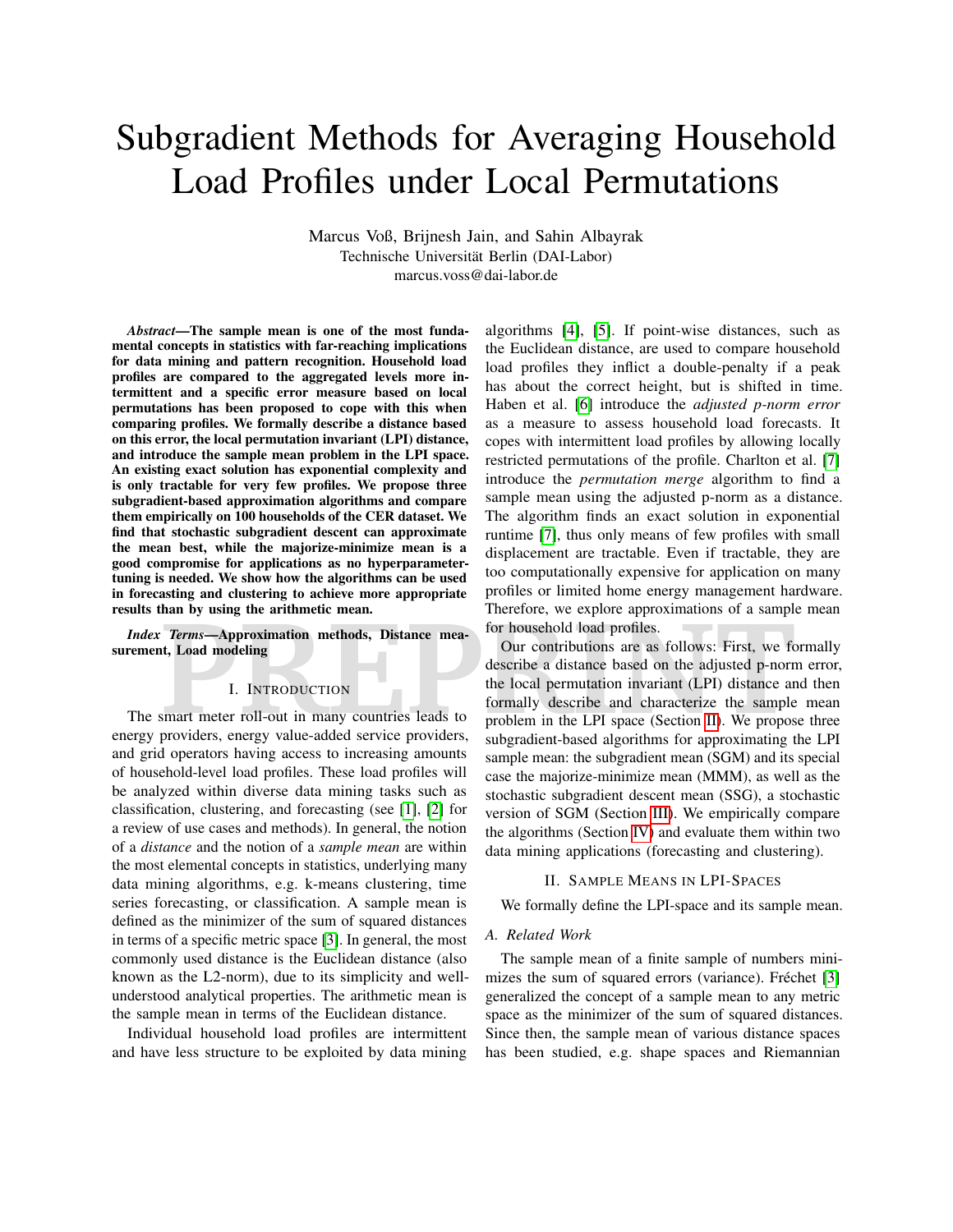# Subgradient Methods for Averaging Household Load Profiles under Local Permutations

Marcus Voß, Brijnesh Jain, and Sahin Albayrak
Technische Universität Berlin (DAI-Labor)
marcus.voss@dai-labor.de

***Abstract*—The sample mean is one of the most fundamental concepts in statistics with far-reaching implications for data mining and pattern recognition. Household load profiles are compared to the aggregated levels more intermittent and a specific error measure based on local permutations has been proposed to cope with this when comparing profiles. We formally describe a distance based on this error, the local permutation invariant (LPI) distance, and introduce the sample mean problem in the LPI space. An existing exact solution has exponential complexity and is only tractable for very few profiles. We propose three subgradient-based approximation algorithms and compare them empirically on 100 households of the CER dataset. We find that stochastic subgradient descent can approximate the mean best, while the majorize-minimize mean is a good compromise for applications as no hyperparameter-tuning is needed. We show how the algorithms can be used in forecasting and clustering to achieve more appropriate results than by using the arithmetic mean.**

***Index Terms*—Approximation methods, Distance measurement, Load modeling**

## I. Introduction

The smart meter roll-out in many countries leads to energy providers, energy value-added service providers, and grid operators having access to increasing amounts of household-level load profiles. These load profiles will be analyzed within diverse data mining tasks such as classification, clustering, and forecasting (see [1], [2] for a review of use cases and methods). In general, the notion of a *distance* and the notion of a *sample mean* are within the most elemental concepts in statistics, underlying many data mining algorithms, e.g. k-means clustering, time series forecasting, or classification. A sample mean is defined as the minimizer of the sum of squared distances in terms of a specific metric space [3]. In general, the most commonly used distance is the Euclidean distance (also known as the L2-norm), due to its simplicity and well-understood analytical properties. The arithmetic mean is the sample mean in terms of the Euclidean distance.

Individual household load profiles are intermittent and have less structure to be exploited by data mining algorithms [4], [5]. If point-wise distances, such as the Euclidean distance, are used to compare household load profiles they inflict a double-penalty if a peak has about the correct height, but is shifted in time. Haben et al. [6] introduce the *adjusted p-norm error* as a measure to assess household load forecasts. It copes with intermittent load profiles by allowing locally restricted permutations of the profile. Charlton et al. [7] introduce the *permutation merge* algorithm to find a sample mean using the adjusted p-norm as a distance. The algorithm finds an exact solution in exponential runtime [7], thus only means of few profiles with small displacement are tractable. Even if tractable, they are too computationally expensive for application on many profiles or limited home energy management hardware. Therefore, we explore approximations of a sample mean for household load profiles.

Our contributions are as follows: First, we formally describe a distance based on the adjusted p-norm error, the local permutation invariant (LPI) distance and then formally describe and characterize the sample mean problem in the LPI space (Section II). We propose three subgradient-based algorithms for approximating the LPI sample mean: the subgradient mean (SGM) and its special case the majorize-minimize mean (MMM), as well as the stochastic subgradient descent mean (SSG), a stochastic version of SGM (Section III). We empirically compare the algorithms (Section IV) and evaluate them within two data mining applications (forecasting and clustering).

## II. Sample Means in LPI-Spaces

We formally define the LPI-space and its sample mean.

### A. Related Work

The sample mean of a finite sample of numbers minimizes the sum of squared errors (variance). Fréchet [3] generalized the concept of a sample mean to any metric space as the minimizer of the sum of squared distances. Since then, the sample mean of various distance spaces has been studied, e.g. shape spaces and Riemannian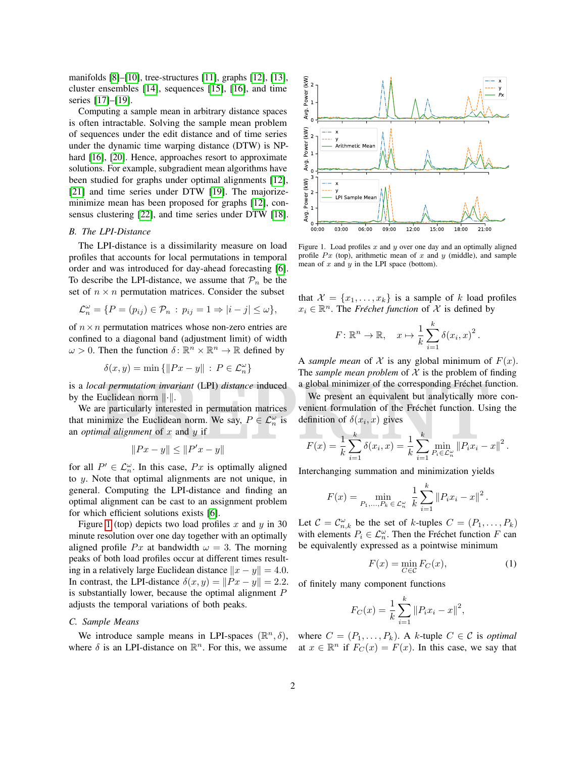manifolds [8]–[10], tree-structures [11], graphs [12], [13], cluster ensembles [14], sequences [15], [16], and time series [17]–[19].

Computing a sample mean in arbitrary distance spaces is often intractable. Solving the sample mean problem of sequences under the edit distance and of time series under the dynamic time warping distance (DTW) is NP-hard [16], [20]. Hence, approaches resort to approximate solutions. For example, subgradient mean algorithms have been studied for graphs under optimal alignments [12], [21] and time series under DTW [19]. The majorize-minimize mean has been proposed for graphs [12], consensus clustering [22], and time series under DTW [18].

### B. The LPI-Distance

The LPI-distance is a dissimilarity measure on load profiles that accounts for local permutations in temporal order and was introduced for day-ahead forecasting [6]. To describe the LPI-distance, we assume that $\mathcal{P}_n$ be the set of $n \times n$ permutation matrices. Consider the subset

$$\mathcal{L}_n^\omega = \{P = (p_{ij}) \in \mathcal{P}_n \,:\, p_{ij} = 1 \Rightarrow |i - j| \leq \omega\},$$

of $n \times n$ permutation matrices whose non-zero entries are confined to a diagonal band (adjustment limit) of width $\omega > 0$. Then the function $\delta \colon \mathbb{R}^n \times \mathbb{R}^n \to \mathbb{R}$ defined by

$$\delta(x, y) = \min \{\|Px - y\| \,:\, P \in \mathcal{L}_n^\omega\}$$

is a *local permutation invariant* (LPI) *distance* induced by the Euclidean norm $\|\cdot\|$.

We are particularly interested in permutation matrices that minimize the Euclidean norm. We say, $P \in \mathcal{L}_n^\omega$ is an *optimal alignment* of $x$ and $y$ if

$$\|Px - y\| \leq \|P'x - y\|$$

for all $P' \in \mathcal{L}_n^\omega$. In this case, $Px$ is optimally aligned to $y$. Note that optimal alignments are not unique, in general. Computing the LPI-distance and finding an optimal alignment can be cast to an assignment problem for which efficient solutions exists [6].

Figure 1 (top) depicts two load profiles $x$ and $y$ in 30 minute resolution over one day together with an optimally aligned profile $Px$ at bandwidth $\omega = 3$. The morning peaks of both load profiles occur at different times resulting in a relatively large Euclidean distance $\|x - y\| = 4.0$. In contrast, the LPI-distance $\delta(x, y) = \|Px - y\| = 2.2$. is substantially lower, because the optimal alignment $P$ adjusts the temporal variations of both peaks.

### C. Sample Means

We introduce sample means in LPI-spaces $(\mathbb{R}^n, \delta)$, where $\delta$ is an LPI-distance on $\mathbb{R}^n$. For this, we assume

Figure 1. Load profiles $x$ and $y$ over one day and an optimally aligned profile $Px$ (top), arithmetic mean of $x$ and $y$ (middle), and sample mean of $x$ and $y$ in the LPI space (bottom).

that $\mathcal{X} = \{x_1, \ldots, x_k\}$ is a sample of $k$ load profiles $x_i \in \mathbb{R}^n$. The *Fréchet function* of $\mathcal{X}$ is defined by

$$F \colon \mathbb{R}^n \to \mathbb{R}, \quad x \mapsto \frac{1}{k} \sum_{i=1}^k \delta(x_i, x)^2.$$

A *sample mean* of $\mathcal{X}$ is any global minimum of $F(x)$. The *sample mean problem* of $\mathcal{X}$ is the problem of finding a global minimizer of the corresponding Fréchet function.

We present an equivalent but analytically more convenient formulation of the Fréchet function. Using the definition of $\delta(x_i, x)$ gives

$$F(x) = \frac{1}{k} \sum_{i=1}^k \delta(x_i, x) = \frac{1}{k} \sum_{i=1}^k \min_{P_i \in \mathcal{L}_n^\omega} \|P_i x_i - x\|^2.$$

Interchanging summation and minimization yields

$$F(x) = \min_{P_1, \ldots, P_k \in \mathcal{L}_n^\omega} \frac{1}{k} \sum_{i=1}^k \|P_i x_i - x\|^2.$$

Let $\mathcal{C} = \mathcal{C}_{n,k}^\omega$ be the set of $k$-tuples $C = (P_1, \ldots, P_k)$ with elements $P_i \in \mathcal{L}_n^\omega$. Then the Fréchet function $F$ can be equivalently expressed as a pointwise minimum

$$F(x) = \min_{C \in \mathcal{C}} F_C(x), \tag{1}$$

of finitely many component functions

$$F_C(x) = \frac{1}{k} \sum_{i=1}^k \|P_i x_i - x\|^2,$$

where $C = (P_1, \ldots, P_k)$. A $k$-tuple $C \in \mathcal{C}$ is *optimal* at $x \in \mathbb{R}^n$ if $F_C(x) = F(x)$. In this case, we say that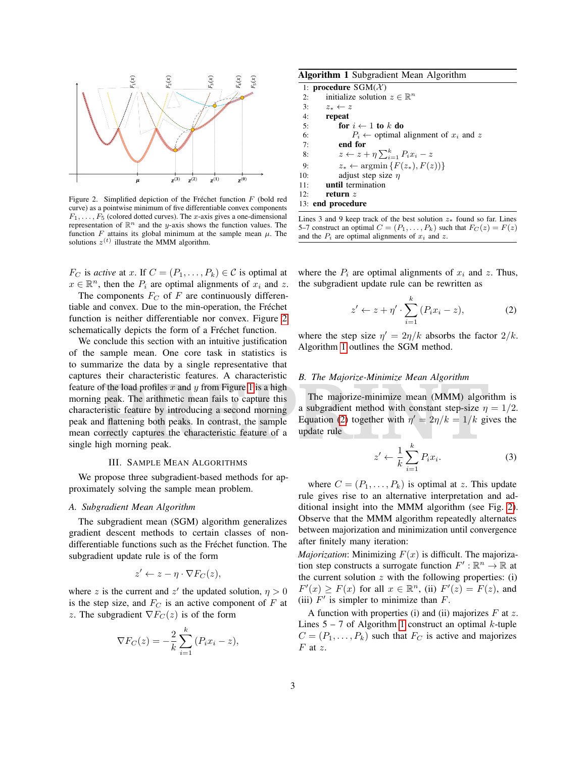Figure 2. Simplified depiction of the Fréchet function $F$ (bold red curve) as a pointwise minimum of five differentiable convex components $F_1, \ldots, F_5$ (colored dotted curves). The $x$-axis gives a one-dimensional representation of $\mathbb{R}^n$ and the $y$-axis shows the function values. The function $F$ attains its global minimum at the sample mean $\mu$. The solutions $z^{(t)}$ illustrate the MMM algorithm.

$F_C$ is *active* at $x$. If $C = (P_1, \ldots, P_k) \in \mathcal{C}$ is optimal at $x \in \mathbb{R}^n$, then the $P_i$ are optimal alignments of $x_i$ and $z$.

The components $F_C$ of $F$ are continuously differentiable and convex. Due to the min-operation, the Fréchet function is neither differentiable nor convex. Figure 2 schematically depicts the form of a Fréchet function.

We conclude this section with an intuitive justification of the sample mean. One core task in statistics is to summarize the data by a single representative that captures their characteristic features. A characteristic feature of the load profiles $x$ and $y$ from Figure 1 is a high morning peak. The arithmetic mean fails to capture this characteristic feature by introducing a second morning peak and flattening both peaks. In contrast, the sample mean correctly captures the characteristic feature of a single high morning peak.

## III. Sample Mean Algorithms

We propose three subgradient-based methods for approximately solving the sample mean problem.

### A. Subgradient Mean Algorithm

The subgradient mean (SGM) algorithm generalizes gradient descent methods to certain classes of non-differentiable functions such as the Fréchet function. The subgradient update rule is of the form

$$z' \leftarrow z - \eta \cdot \nabla F_C(z),$$

where $z$ is the current and $z'$ the updated solution, $\eta > 0$ is the step size, and $F_C$ is an active component of $F$ at $z$. The subgradient $\nabla F_C(z)$ is of the form

$$\nabla F_C(z) = -\frac{2}{k} \sum_{i=1}^{k} (P_i x_i - z),$$

where the $P_i$ are optimal alignments of $x_i$ and $z$. Thus, the subgradient update rule can be rewritten as

$$z' \leftarrow z + \eta' \cdot \sum_{i=1}^{k} (P_i x_i - z), \tag{2}$$

where the step size $\eta' = 2\eta/k$ absorbs the factor $2/k$. Algorithm 1 outlines the SGM method.

**Algorithm 1** Subgradient Mean Algorithm

```
1:  procedure SGM(X)
2:      initialize solution z ∈ R^n
3:      z_* ← z
4:      repeat
5:          for i ← 1 to k do
6:              P_i ← optimal alignment of x_i and z
7:          end for
8:          z ← z + η Σ_{i=1}^k P_i x_i − z
9:          z_* ← argmin {F(z_*), F(z)}
10:         adjust step size η
11:     until termination
12:     return z
13: end procedure
```

Lines 3 and 9 keep track of the best solution $z_*$ found so far. Lines 5–7 construct an optimal $C = (P_1, \ldots, P_k)$ such that $F_C(z) = F(z)$ and the $P_i$ are optimal alignments of $x_i$ and $z$.

### B. The Majorize-Minimize Mean Algorithm

The majorize-minimize mean (MMM) algorithm is a subgradient method with constant step-size $\eta = 1/2$. Equation (2) together with $\eta' = 2\eta/k = 1/k$ gives the update rule

$$z' \leftarrow \frac{1}{k} \sum_{i=1}^{k} P_i x_i. \tag{3}$$

where $C = (P_1, \ldots, P_k)$ is optimal at $z$. This update rule gives rise to an alternative interpretation and additional insight into the MMM algorithm (see Fig. 2). Observe that the MMM algorithm repeatedly alternates between majorization and minimization until convergence after finitely many iteration:

*Majorization*: Minimizing $F(x)$ is difficult. The majorization step constructs a surrogate function $F' : \mathbb{R}^n \to \mathbb{R}$ at the current solution $z$ with the following properties: (i) $F'(x) \geq F(x)$ for all $x \in \mathbb{R}^n$, (ii) $F'(z) = F(z)$, and (iii) $F'$ is simpler to minimize than $F$.

A function with properties (i) and (ii) majorizes $F$ at $z$. Lines 5 – 7 of Algorithm 1 construct an optimal $k$-tuple $C = (P_1, \ldots, P_k)$ such that $F_C$ is active and majorizes $F$ at $z$.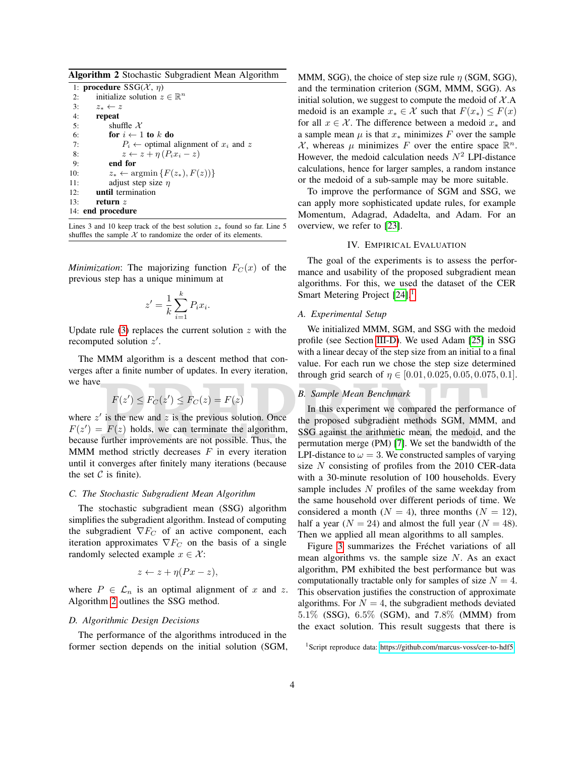**Algorithm 2** Stochastic Subgradient Mean Algorithm

```
1:  procedure SSG(X, η)
2:      initialize solution z ∈ R^n
3:      z_* ← z
4:      repeat
5:          shuffle X
6:          for i ← 1 to k do
7:              P_i ← optimal alignment of x_i and z
8:              z ← z + η (P_i x_i − z)
9:          end for
10:         z_* ← argmin {F(z_*), F(z)}
11:         adjust step size η
12:     until termination
13:     return z
14: end procedure
```

Lines 3 and 10 keep track of the best solution $z_*$ found so far. Line 5 shuffles the sample $\mathcal{X}$ to randomize the order of its elements.

*Minimization*: The majorizing function $F_C(x)$ of the previous step has a unique minimum at

$$z' = \frac{1}{k}\sum_{i=1}^{k} P_i x_i.$$

Update rule (3) replaces the current solution $z$ with the recomputed solution $z'$.

The MMM algorithm is a descent method that converges after a finite number of updates. In every iteration, we have

$$F(z') \leq F_C(z') \leq F_C(z) = F(z)$$

where $z'$ is the new and $z$ is the previous solution. Once $F(z') = F(z)$ holds, we can terminate the algorithm, because further improvements are not possible. Thus, the MMM method strictly decreases $F$ in every iteration until it converges after finitely many iterations (because the set $\mathcal{C}$ is finite).

### C. The Stochastic Subgradient Mean Algorithm

The stochastic subgradient mean (SSG) algorithm simplifies the subgradient algorithm. Instead of computing the subgradient $\nabla F_C$ of an active component, each iteration approximates $\nabla F_C$ on the basis of a single randomly selected example $x \in \mathcal{X}$:

$$z \leftarrow z + \eta(Px - z),$$

where $P \in \mathcal{L}_n$ is an optimal alignment of $x$ and $z$. Algorithm 2 outlines the SSG method.

### D. Algorithmic Design Decisions

The performance of the algorithms introduced in the former section depends on the initial solution (SGM, MMM, SGG), the choice of step size rule $\eta$ (SGM, SGG), and the termination criterion (SGM, MMM, SGG). As initial solution, we suggest to compute the medoid of $\mathcal{X}$.A medoid is an example $x_* \in \mathcal{X}$ such that $F(x_*) \leq F(x)$ for all $x \in \mathcal{X}$. The difference between a medoid $x_*$ and a sample mean $\mu$ is that $x_*$ minimizes $F$ over the sample $\mathcal{X}$, whereas $\mu$ minimizes $F$ over the entire space $\mathbb{R}^n$. However, the medoid calculation needs $N^2$ LPI-distance calculations, hence for larger samples, a random instance or the medoid of a sub-sample may be more suitable.

To improve the performance of SGM and SSG, we can apply more sophisticated update rules, for example Momentum, Adagrad, Adadelta, and Adam. For an overview, we refer to [23].

## IV. Empirical Evaluation

The goal of the experiments is to assess the performance and usability of the proposed subgradient mean algorithms. For this, we used the dataset of the CER Smart Metering Project [24].[1]

### A. Experimental Setup

We initialized MMM, SGM, and SSG with the medoid profile (see Section III-D). We used Adam [25] in SSG with a linear decay of the step size from an initial to a final value. For each run we chose the step size determined through grid search of $\eta \in [0.01, 0.025, 0.05, 0.075, 0.1]$.

### B. Sample Mean Benchmark

In this experiment we compared the performance of the proposed subgradient methods SGM, MMM, and SSG against the arithmetic mean, the medoid, and the permutation merge (PM) [7]. We set the bandwidth of the LPI-distance to $\omega = 3$. We constructed samples of varying size $N$ consisting of profiles from the 2010 CER-data with a 30-minute resolution of 100 households. Every sample includes $N$ profiles of the same weekday from the same household over different periods of time. We considered a month ($N = 4$), three months ($N = 12$), half a year ($N = 24$) and almost the full year ($N = 48$). Then we applied all mean algorithms to all samples.

Figure 3 summarizes the Fréchet variations of all mean algorithms vs. the sample size $N$. As an exact algorithm, PM exhibited the best performance but was computationally tractable only for samples of size $N = 4$. This observation justifies the construction of approximate algorithms. For $N = 4$, the subgradient methods deviated $5.1\%$ (SSG), $6.5\%$ (SGM), and $7.8\%$ (MMM) from the exact solution. This result suggests that there is

[1] Script reproduce data: https://github.com/marcus-voss/cer-to-hdf5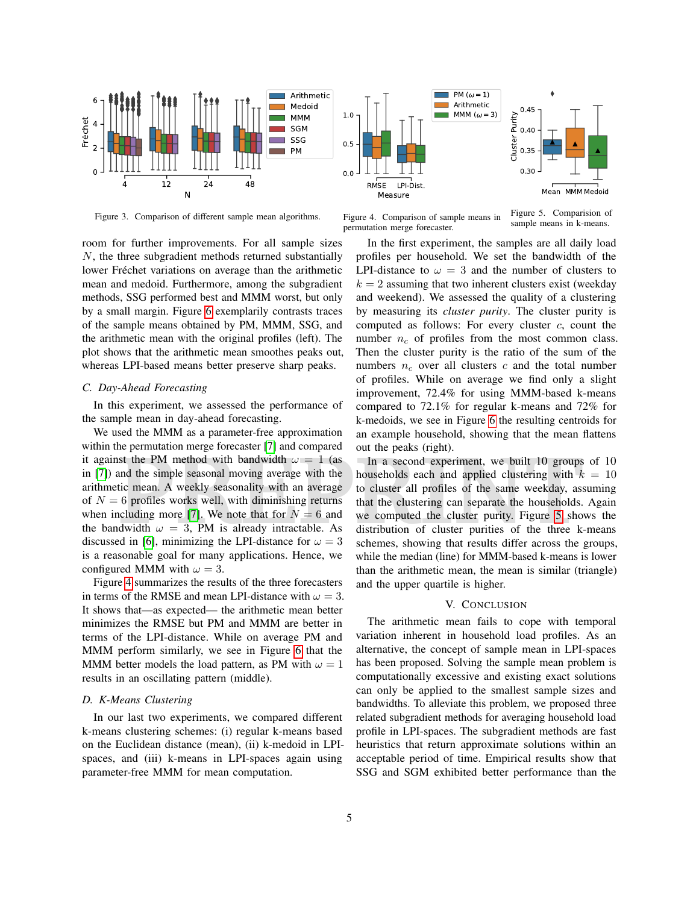Figure 3. Comparison of different sample mean algorithms.

Figure 4. Comparison of sample means in permutation merge forecaster.

Figure 5. Comparision of sample means in k-means.

room for further improvements. For all sample sizes $N$, the three subgradient methods returned substantially lower Fréchet variations on average than the arithmetic mean and medoid. Furthermore, among the subgradient methods, SSG performed best and MMM worst, but only by a small margin. Figure 6 exemplarly contrasts traces of the sample means obtained by PM, MMM, SSG, and the arithmetic mean with the original profiles (left). The plot shows that the arithmetic mean smoothes peaks out, whereas LPI-based means better preserve sharp peaks.

### C. Day-Ahead Forecasting

In this experiment, we assessed the performance of the sample mean in day-ahead forecasting.

We used the MMM as a parameter-free approximation within the permutation merge forecaster [7] and compared it against the PM method with bandwidth $\omega = 1$ (as in [7]) and the simple seasonal moving average with the arithmetic mean. A weekly seasonality with an average of $N = 6$ profiles works well, with diminishing returns when including more [7]. We note that for $N = 6$ and the bandwidth $\omega = 3$, PM is already intractable. As discussed in [6], minimizing the LPI-distance for $\omega = 3$ is a reasonable goal for many applications. Hence, we configured MMM with $\omega = 3$.

Figure 4 summarizes the results of the three forecasters in terms of the RMSE and mean LPI-distance with $\omega = 3$. It shows that—as expected— the arithmetic mean better minimizes the RMSE but PM and MMM are better in terms of the LPI-distance. While on average PM and MMM perform similarly, we see in Figure 6 that the MMM better models the load pattern, as PM with $\omega = 1$ results in an oscillating pattern (middle).

### D. K-Means Clustering

In our last two experiments, we compared different k-means clustering schemes: (i) regular k-means based on the Euclidean distance (mean), (ii) k-medoid in LPI-spaces, and (iii) k-means in LPI-spaces again using parameter-free MMM for mean computation.

In the first experiment, the samples are all daily load profiles per household. We set the bandwidth of the LPI-distance to $\omega = 3$ and the number of clusters to $k = 2$ assuming that two inherent clusters exist (weekday and weekend). We assessed the quality of a clustering by measuring its *cluster purity*. The cluster purity is computed as follows: For every cluster $c$, count the number $n_c$ of profiles from the most common class. Then the cluster purity is the ratio of the sum of the numbers $n_c$ over all clusters $c$ and the total number of profiles. While on average we find only a slight improvement, 72.4% for using MMM-based k-means compared to 72.1% for regular k-means and 72% for k-medoids, we see in Figure 6 the resulting centroids for an example household, showing that the mean flattens out the peaks (right).

In a second experiment, we built 10 groups of 10 households each and applied clustering with $k = 10$ to cluster all profiles of the same weekday, assuming that the clustering can separate the households. Again we computed the cluster purity. Figure 5 shows the distribution of cluster purities of the three k-means schemes, showing that results differ across the groups, while the median (line) for MMM-based k-means is lower than the arithmetic mean, the mean is similar (triangle) and the upper quartile is higher.

## V. Conclusion

The arithmetic mean fails to cope with temporal variation inherent in household load profiles. As an alternative, the concept of sample mean in LPI-spaces has been proposed. Solving the sample mean problem is computationally excessive and existing exact solutions can only be applied to the smallest sample sizes and bandwidths. To alleviate this problem, we proposed three related subgradient methods for averaging household load profile in LPI-spaces. The subgradient methods are fast heuristics that return approximate solutions within an acceptable period of time. Empirical results show that SSG and SGM exhibited better performance than the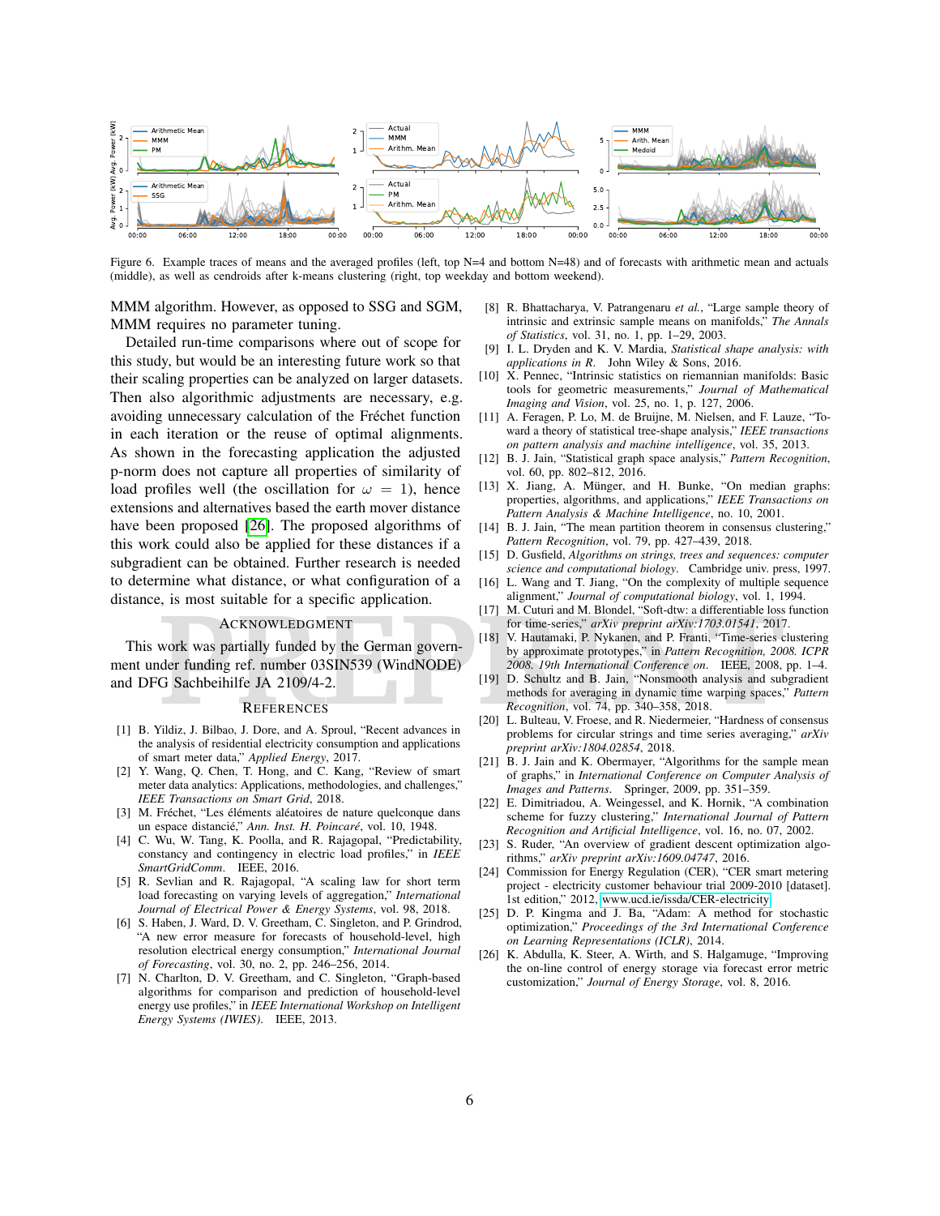Arithmetic Mean
MMM
PM
Arithmetic Mean
SSG
Avg. Power (kW)
Actual
MMM
Arithm. Mean
Actual
PM
Arithm. Mean
MMM
Arith. Mean
Medoid
00:00 06:00 12:00 18:00 00:00

Figure 6. Example traces of means and the averaged profiles (left, top N=4 and bottom N=48) and of forecasts with arithmetic mean and actuals (middle), as well as cendroids after k-means clustering (right, top weekday and bottom weekend).

MMM algorithm. However, as opposed to SSG and SGM, MMM requires no parameter tuning.

Detailed run-time comparisons where out of scope for this study, but would be an interesting future work so that their scaling properties can be analyzed on larger datasets. Then also algorithmic adjustments are necessary, e.g. avoiding unnecessary calculation of the Fréchet function in each iteration or the reuse of optimal alignments. As shown in the forecasting application the adjusted p-norm does not capture all properties of similarity of load profiles well (the oscillation for $\omega = 1$), hence extensions and alternatives based the earth mover distance have been proposed [26]. The proposed algorithms of this work could also be applied for these distances if a subgradient can be obtained. Further research is needed to determine what distance, or what configuration of a distance, is most suitable for a specific application.

## Acknowledgment

This work was partially funded by the German government under funding ref. number 03SIN539 (WindNODE) and DFG Sachbeihilfe JA 2109/4-2.

## References

[1] B. Yildiz, J. Bilbao, J. Dore, and A. Sproul, "Recent advances in the analysis of residential electricity consumption and applications of smart meter data," *Applied Energy*, 2017.

[2] Y. Wang, Q. Chen, T. Hong, and C. Kang, "Review of smart meter data analytics: Applications, methodologies, and challenges," *IEEE Transactions on Smart Grid*, 2018.

[3] M. Fréchet, "Les éléments aléatoires de nature quelconque dans un espace distancié," *Ann. Inst. H. Poincaré*, vol. 10, 1948.

[4] C. Wu, W. Tang, K. Poolla, and R. Rajagopal, "Predictability, constancy and contingency in electric load profiles," in *IEEE SmartGridComm*. IEEE, 2016.

[5] R. Sevlian and R. Rajagopal, "A scaling law for short term load forecasting on varying levels of aggregation," *International Journal of Electrical Power & Energy Systems*, vol. 98, 2018.

[6] S. Haben, J. Ward, D. V. Greetham, C. Singleton, and P. Grindrod, "A new error measure for forecasts of household-level, high resolution electrical energy consumption," *International Journal of Forecasting*, vol. 30, no. 2, pp. 246–256, 2014.

[7] N. Charlton, D. V. Greetham, and C. Singleton, "Graph-based algorithms for comparison and prediction of household-level energy use profiles," in *IEEE International Workshop on Intelligent Energy Systems (IWIES)*. IEEE, 2013.

[8] R. Bhattacharya, V. Patrangenaru *et al.*, "Large sample theory of intrinsic and extrinsic sample means on manifolds," *The Annals of Statistics*, vol. 31, no. 1, pp. 1–29, 2003.

[9] I. L. Dryden and K. V. Mardia, *Statistical shape analysis: with applications in R*. John Wiley & Sons, 2016.

[10] X. Pennec, "Intrinsic statistics on riemannian manifolds: Basic tools for geometric measurements," *Journal of Mathematical Imaging and Vision*, vol. 25, no. 1, p. 127, 2006.

[11] A. Feragen, P. Lo, M. de Bruijne, M. Nielsen, and F. Lauze, "Toward a theory of statistical tree-shape analysis," *IEEE transactions on pattern analysis and machine intelligence*, vol. 35, 2013.

[12] B. J. Jain, "Statistical graph space analysis," *Pattern Recognition*, vol. 60, pp. 802–812, 2016.

[13] X. Jiang, A. Münger, and H. Bunke, "On median graphs: properties, algorithms, and applications," *IEEE Transactions on Pattern Analysis & Machine Intelligence*, no. 10, 2001.

[14] B. J. Jain, "The mean partition theorem in consensus clustering," *Pattern Recognition*, vol. 79, pp. 427–439, 2018.

[15] D. Gusfield, *Algorithms on strings, trees and sequences: computer science and computational biology*. Cambridge univ. press, 1997.

[16] L. Wang and T. Jiang, "On the complexity of multiple sequence alignment," *Journal of computational biology*, vol. 1, 1994.

[17] M. Cuturi and M. Blondel, "Soft-dtw: a differentiable loss function for time-series," *arXiv preprint arXiv:1703.01541*, 2017.

[18] V. Hautamaki, P. Nykanen, and P. Franti, "Time-series clustering by approximate prototypes," in *Pattern Recognition, 2008. ICPR 2008. 19th International Conference on*. IEEE, 2008, pp. 1–4.

[19] D. Schultz and B. Jain, "Nonsmooth analysis and subgradient methods for averaging in dynamic time warping spaces," *Pattern Recognition*, vol. 74, pp. 340–358, 2018.

[20] L. Bulteau, V. Froese, and R. Niedermeier, "Hardness of consensus problems for circular strings and time series averaging," *arXiv preprint arXiv:1804.02854*, 2018.

[21] B. J. Jain and K. Obermayer, "Algorithms for the sample mean of graphs," in *International Conference on Computer Analysis of Images and Patterns*. Springer, 2009, pp. 351–359.

[22] E. Dimitriadou, A. Weingessel, and K. Hornik, "A combination scheme for fuzzy clustering," *International Journal of Pattern Recognition and Artificial Intelligence*, vol. 16, no. 07, 2002.

[23] S. Ruder, "An overview of gradient descent optimization algorithms," *arXiv preprint arXiv:1609.04747*, 2016.

[24] Commission for Energy Regulation (CER), "CER smart metering project - electricity customer behaviour trial 2009-2010 [dataset]. 1st edition," 2012, www.ucd.ie/issda/CER-electricity.

[25] D. P. Kingma and J. Ba, "Adam: A method for stochastic optimization," *Proceedings of the 3rd International Conference on Learning Representations (ICLR)*, 2014.

[26] K. Abdulla, K. Steer, A. Wirth, and S. Halgamuge, "Improving the on-line control of energy storage via forecast error metric customization," *Journal of Energy Storage*, vol. 8, 2016.